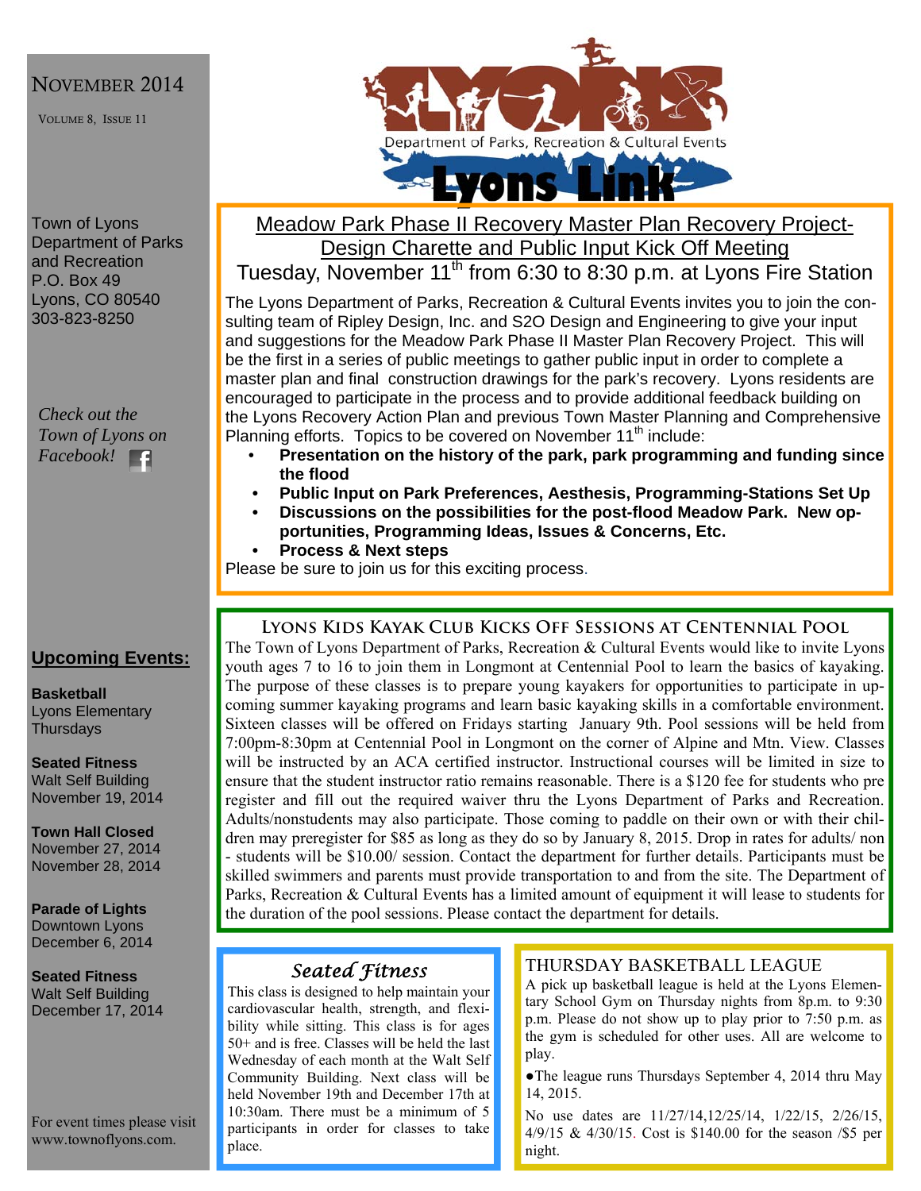# NOVEMBER 2014

VOLUME 8, ISSUE 11

Town of Lyons
Department of Parks and Recreation
P.O. Box 49
Lyons, CO 80540
303-823-8250

*Check out the Town of Lyons on Facebook!*

Department of Parks, Recreation & Cultural Events

**Lyons Link**

## Meadow Park Phase II Recovery Master Plan Recovery Project-Design Charette and Public Input Kick Off Meeting

Tuesday, November 11th from 6:30 to 8:30 p.m. at Lyons Fire Station

The Lyons Department of Parks, Recreation & Cultural Events invites you to join the consulting team of Ripley Design, Inc. and S2O Design and Engineering to give your input and suggestions for the Meadow Park Phase II Master Plan Recovery Project. This will be the first in a series of public meetings to gather public input in order to complete a master plan and final construction drawings for the park's recovery. Lyons residents are encouraged to participate in the process and to provide additional feedback building on the Lyons Recovery Action Plan and previous Town Master Planning and Comprehensive Planning efforts. Topics to be covered on November 11th include:

- **Presentation on the history of the park, park programming and funding since the flood**
- **Public Input on Park Preferences, Aesthesis, Programming-Stations Set Up**
- **Discussions on the possibilities for the post-flood Meadow Park. New opportunities, Programming Ideas, Issues & Concerns, Etc.**
- **Process & Next steps**

Please be sure to join us for this exciting process.

## LYONS KIDS KAYAK CLUB KICKS OFF SESSIONS AT CENTENNIAL POOL

The Town of Lyons Department of Parks, Recreation & Cultural Events would like to invite Lyons youth ages 7 to 16 to join them in Longmont at Centennial Pool to learn the basics of kayaking. The purpose of these classes is to prepare young kayakers for opportunities to participate in upcoming summer kayaking programs and learn basic kayaking skills in a comfortable environment. Sixteen classes will be offered on Fridays starting January 9th. Pool sessions will be held from 7:00pm-8:30pm at Centennial Pool in Longmont on the corner of Alpine and Mtn. View. Classes will be instructed by an ACA certified instructor. Instructional courses will be limited in size to ensure that the student instructor ratio remains reasonable. There is a $120 fee for students who pre register and fill out the required waiver thru the Lyons Department of Parks and Recreation. Adults/nonstudents may also participate. Those coming to paddle on their own or with their children may preregister for $85 as long as they do so by January 8, 2015. Drop in rates for adults/ non - students will be $10.00/ session. Contact the department for further details. Participants must be skilled swimmers and parents must provide transportation to and from the site. The Department of Parks, Recreation & Cultural Events has a limited amount of equipment it will lease to students for the duration of the pool sessions. Please contact the department for details.

## *Seated Fitness*

This class is designed to help maintain your cardiovascular health, strength, and flexibility while sitting. This class is for ages 50+ and is free. Classes will be held the last Wednesday of each month at the Walt Self Community Building. Next class will be held November 19th and December 17th at 10:30am. There must be a minimum of 5 participants in order for classes to take place.

## THURSDAY BASKETBALL LEAGUE

A pick up basketball league is held at the Lyons Elementary School Gym on Thursday nights from 8p.m. to 9:30 p.m. Please do not show up to play prior to 7:50 p.m. as the gym is scheduled for other uses. All are welcome to play.

- The league runs Thursdays September 4, 2014 thru May 14, 2015.

No use dates are 11/27/14,12/25/14, 1/22/15, 2/26/15, 4/9/15 & 4/30/15. Cost is $140.00 for the season /$5 per night.

## Upcoming Events:

**Basketball**
Lyons Elementary
Thursdays

**Seated Fitness**
Walt Self Building
November 19, 2014

**Town Hall Closed**
November 27, 2014
November 28, 2014

**Parade of Lights**
Downtown Lyons
December 6, 2014

**Seated Fitness**
Walt Self Building
December 17, 2014

For event times please visit www.townoflyons.com.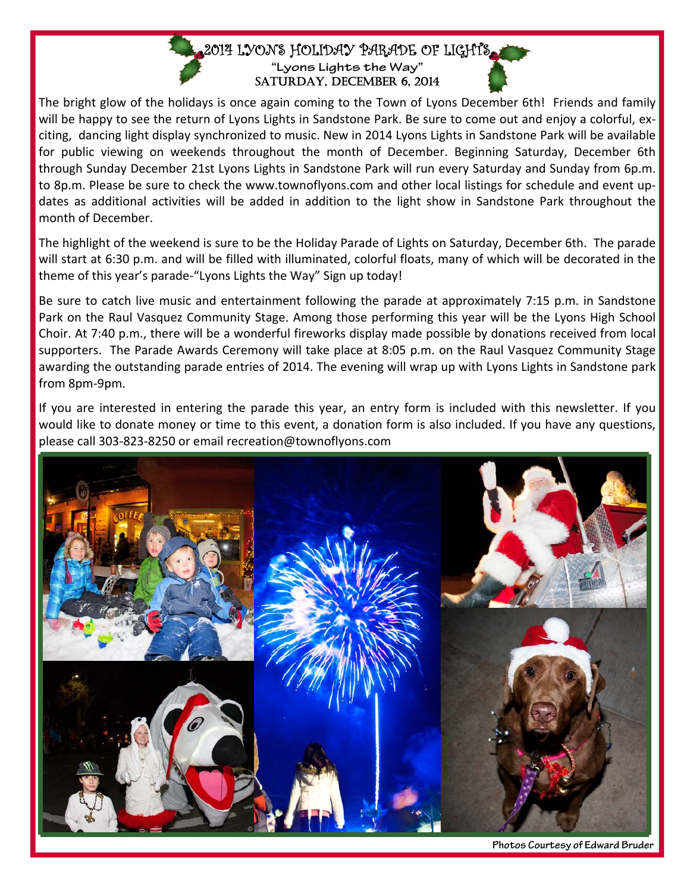# 2014 Lyons Holiday Parade of Lights

**"Lyons Lights the Way"**

**SATURDAY, DECEMBER 6, 2014**

The bright glow of the holidays is once again coming to the Town of Lyons December 6th! Friends and family will be happy to see the return of Lyons Lights in Sandstone Park. Be sure to come out and enjoy a colorful, exciting, dancing light display synchronized to music. New in 2014 Lyons Lights in Sandstone Park will be available for public viewing on weekends throughout the month of December. Beginning Saturday, December 6th through Sunday December 21st Lyons Lights in Sandstone Park will run every Saturday and Sunday from 6p.m. to 8p.m. Please be sure to check the www.townoflyons.com and other local listings for schedule and event updates as additional activities will be added in addition to the light show in Sandstone Park throughout the month of December.

The highlight of the weekend is sure to be the Holiday Parade of Lights on Saturday, December 6th. The parade will start at 6:30 p.m. and will be filled with illuminated, colorful floats, many of which will be decorated in the theme of this year's parade-"Lyons Lights the Way" Sign up today!

Be sure to catch live music and entertainment following the parade at approximately 7:15 p.m. in Sandstone Park on the Raul Vasquez Community Stage. Among those performing this year will be the Lyons High School Choir. At 7:40 p.m., there will be a wonderful fireworks display made possible by donations received from local supporters. The Parade Awards Ceremony will take place at 8:05 p.m. on the Raul Vasquez Community Stage awarding the outstanding parade entries of 2014. The evening will wrap up with Lyons Lights in Sandstone park from 8pm-9pm.

If you are interested in entering the parade this year, an entry form is included with this newsletter. If you would like to donate money or time to this event, a donation form is also included. If you have any questions, please call 303-823-8250 or email recreation@townoflyons.com

**Photos Courtesy of Edward Bruder**